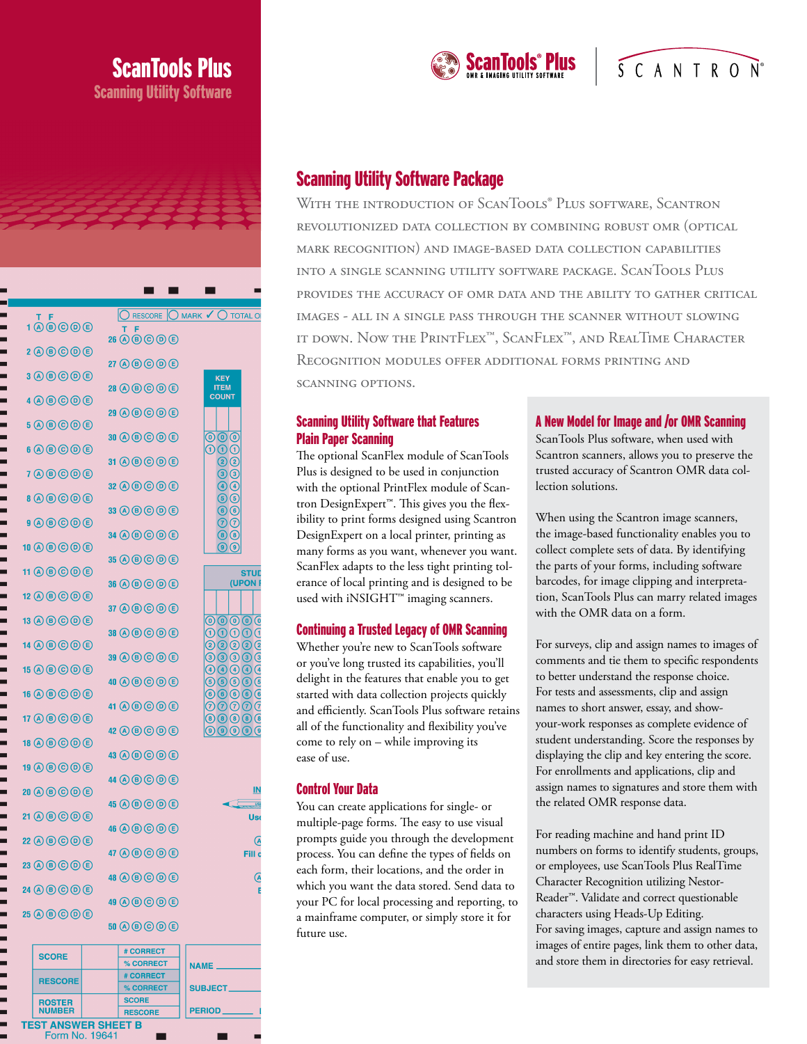# ScanTools Plus

## Scanning Utility Software

ScanTools® Plus
OMR & IMAGING UTILITY SOFTWARE

SCANTRON®

## Scanning Utility Software Package

With the introduction of ScanTools® Plus software, Scantron revolutionized data collection by combining robust OMR (optical mark recognition) and image-based data collection capabilities into a single scanning utility software package. ScanTools Plus provides the accuracy of OMR data and the ability to gather critical images - all in a single pass through the scanner without slowing it down. Now the PrintFlex™, ScanFlex™, and RealTime Character Recognition modules offer additional forms printing and scanning options.

### Scanning Utility Software that Features Plain Paper Scanning

The optional ScanFlex module of ScanTools Plus is designed to be used in conjunction with the optional PrintFlex module of Scantron DesignExpert™. This gives you the flexibility to print forms designed using Scantron DesignExpert on a local printer, printing as many forms as you want, whenever you want. ScanFlex adapts to the less tight printing tolerance of local printing and is designed to be used with iNSIGHT™ imaging scanners.

### Continuing a Trusted Legacy of OMR Scanning

Whether you're new to ScanTools software or you've long trusted its capabilities, you'll delight in the features that enable you to get started with data collection projects quickly and efficiently. ScanTools Plus software retains all of the functionality and flexibility you've come to rely on – while improving its ease of use.

### Control Your Data

You can create applications for single- or multiple-page forms. The easy to use visual prompts guide you through the development process. You can define the types of fields on each form, their locations, and the order in which you want the data stored. Send data to your PC for local processing and reporting, to a mainframe computer, or simply store it for future use.

### A New Model for Image and /or OMR Scanning

ScanTools Plus software, when used with Scantron scanners, allows you to preserve the trusted accuracy of Scantron OMR data collection solutions.

When using the Scantron image scanners, the image-based functionality enables you to collect complete sets of data. By identifying the parts of your forms, including software barcodes, for image clipping and interpretation, ScanTools Plus can marry related images with the OMR data on a form.

For surveys, clip and assign names to images of comments and tie them to specific respondents to better understand the response choice. For tests and assessments, clip and assign names to short answer, essay, and show-your-work responses as complete evidence of student understanding. Score the responses by displaying the clip and key entering the score. For enrollments and applications, clip and assign names to signatures and store them with the related OMR response data.

For reading machine and hand print ID numbers on forms to identify students, groups, or employees, use ScanTools Plus RealTime Character Recognition utilizing Nestor-Reader™. Validate and correct questionable characters using Heads-Up Editing. For saving images, capture and assign names to images of entire pages, link them to other data, and store them in directories for easy retrieval.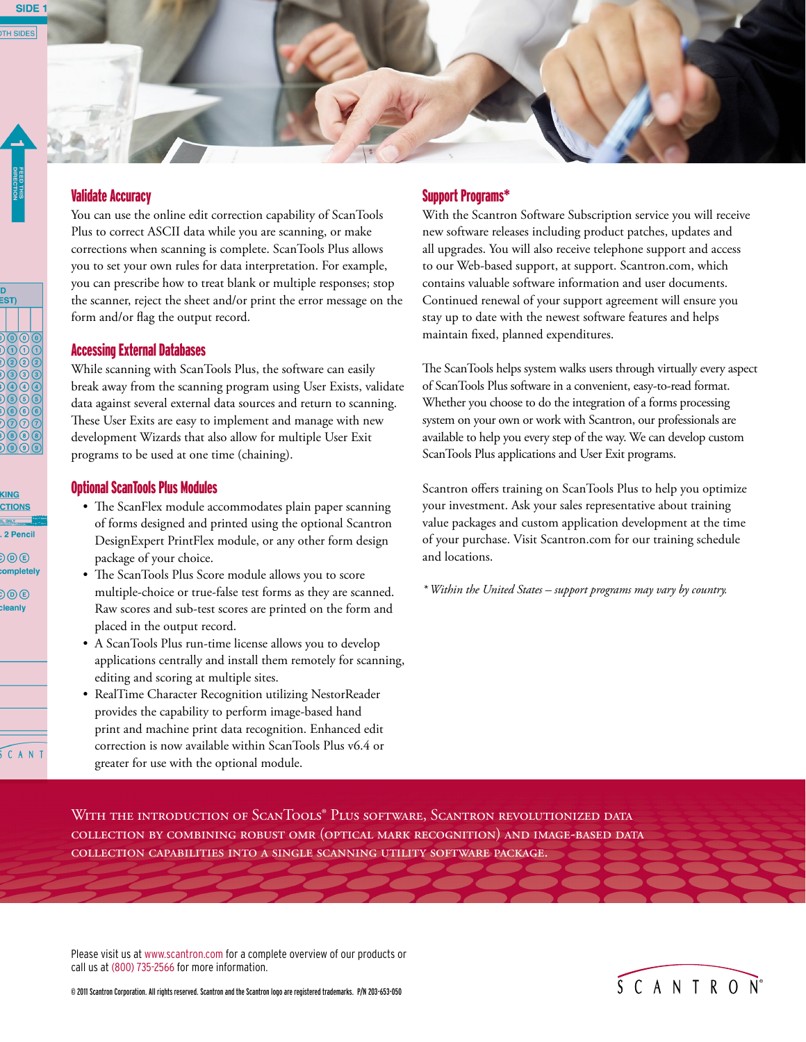## Validate Accuracy

You can use the online edit correction capability of ScanTools Plus to correct ASCII data while you are scanning, or make corrections when scanning is complete. ScanTools Plus allows you to set your own rules for data interpretation. For example, you can prescribe how to treat blank or multiple responses; stop the scanner, reject the sheet and/or print the error message on the form and/or flag the output record.

## Accessing External Databases

While scanning with ScanTools Plus, the software can easily break away from the scanning program using User Exists, validate data against several external data sources and return to scanning. These User Exits are easy to implement and manage with new development Wizards that also allow for multiple User Exit programs to be used at one time (chaining).

## Optional ScanTools Plus Modules

- The ScanFlex module accommodates plain paper scanning of forms designed and printed using the optional Scantron DesignExpert PrintFlex module, or any other form design package of your choice.
- The ScanTools Plus Score module allows you to score multiple-choice or true-false test forms as they are scanned. Raw scores and sub-test scores are printed on the form and placed in the output record.
- A ScanTools Plus run-time license allows you to develop applications centrally and install them remotely for scanning, editing and scoring at multiple sites.
- RealTime Character Recognition utilizing NestorReader provides the capability to perform image-based hand print and machine print data recognition. Enhanced edit correction is now available within ScanTools Plus v6.4 or greater for use with the optional module.

## Support Programs*

With the Scantron Software Subscription service you will receive new software releases including product patches, updates and all upgrades. You will also receive telephone support and access to our Web-based support, at support. Scantron.com, which contains valuable software information and user documents. Continued renewal of your support agreement will ensure you stay up to date with the newest software features and helps maintain fixed, planned expenditures.

The ScanTools helps system walks users through virtually every aspect of ScanTools Plus software in a convenient, easy-to-read format. Whether you choose to do the integration of a forms processing system on your own or work with Scantron, our professionals are available to help you every step of the way. We can develop custom ScanTools Plus applications and User Exit programs.

Scantron offers training on ScanTools Plus to help you optimize your investment. Ask your sales representative about training value packages and custom application development at the time of your purchase. Visit Scantron.com for our training schedule and locations.

*\* Within the United States – support programs may vary by country.*

With the introduction of ScanTools® Plus software, Scantron revolutionized data collection by combining robust OMR (optical mark recognition) and image-based data collection capabilities into a single scanning utility software package.

Please visit us at www.scantron.com for a complete overview of our products or call us at (800) 735-2566 for more information.

© 2011 Scantron Corporation. All rights reserved. Scantron and the Scantron logo are registered trademarks. P/N 203-653-050

SCANTRON®